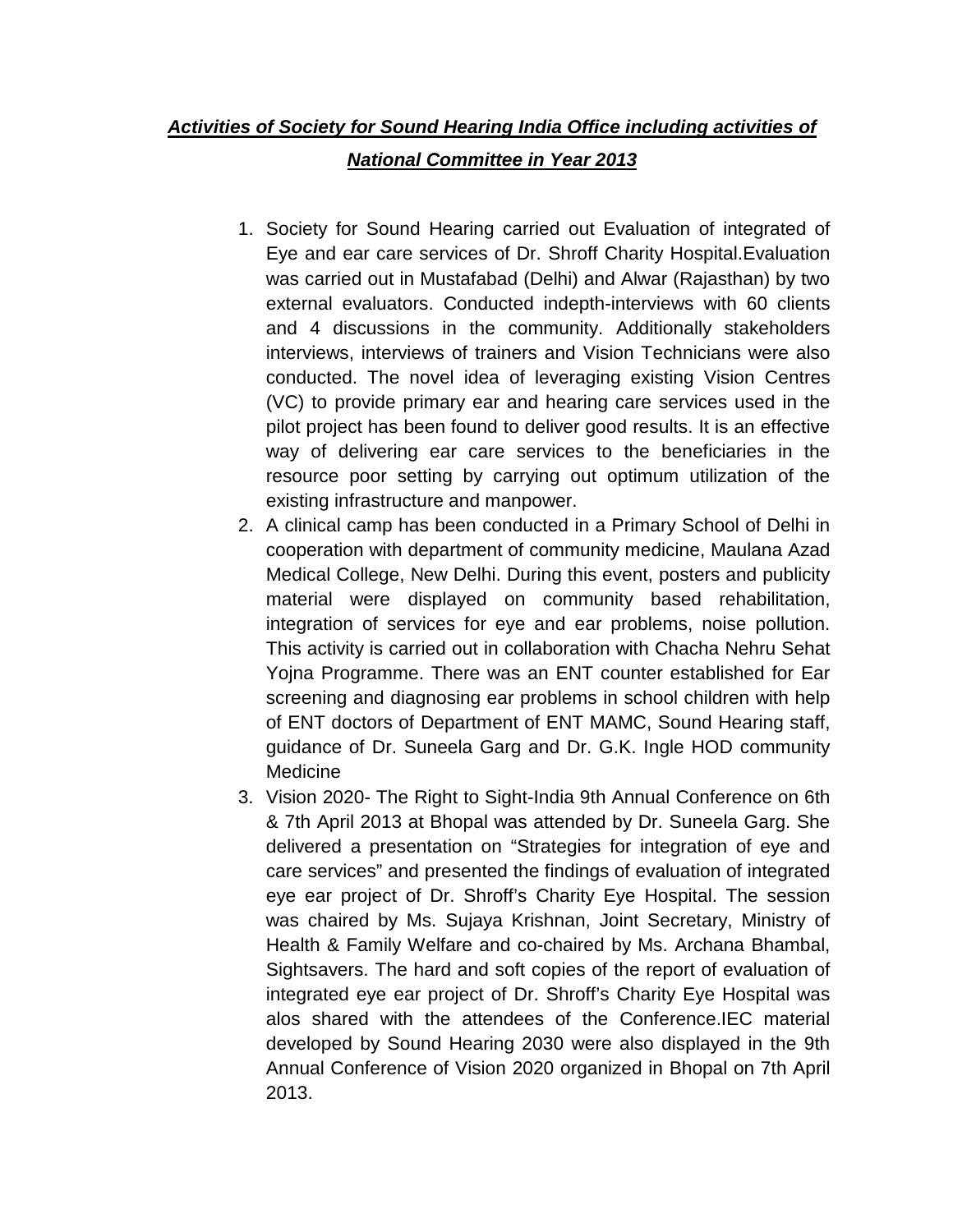# ***Activities of Society for Sound Hearing India Office including activities of National Committee in Year 2013***

1. Society for Sound Hearing carried out Evaluation of integrated of Eye and ear care services of Dr. Shroff Charity Hospital.Evaluation was carried out in Mustafabad (Delhi) and Alwar (Rajasthan) by two external evaluators. Conducted indepth-interviews with 60 clients and 4 discussions in the community. Additionally stakeholders interviews, interviews of trainers and Vision Technicians were also conducted. The novel idea of leveraging existing Vision Centres (VC) to provide primary ear and hearing care services used in the pilot project has been found to deliver good results. It is an effective way of delivering ear care services to the beneficiaries in the resource poor setting by carrying out optimum utilization of the existing infrastructure and manpower.
2. A clinical camp has been conducted in a Primary School of Delhi in cooperation with department of community medicine, Maulana Azad Medical College, New Delhi. During this event, posters and publicity material were displayed on community based rehabilitation, integration of services for eye and ear problems, noise pollution. This activity is carried out in collaboration with Chacha Nehru Sehat Yojna Programme. There was an ENT counter established for Ear screening and diagnosing ear problems in school children with help of ENT doctors of Department of ENT MAMC, Sound Hearing staff, guidance of Dr. Suneela Garg and Dr. G.K. Ingle HOD community Medicine
3. Vision 2020- The Right to Sight-India 9th Annual Conference on 6th & 7th April 2013 at Bhopal was attended by Dr. Suneela Garg. She delivered a presentation on "Strategies for integration of eye and care services" and presented the findings of evaluation of integrated eye ear project of Dr. Shroff's Charity Eye Hospital. The session was chaired by Ms. Sujaya Krishnan, Joint Secretary, Ministry of Health & Family Welfare and co-chaired by Ms. Archana Bhambal, Sightsavers. The hard and soft copies of the report of evaluation of integrated eye ear project of Dr. Shroff's Charity Eye Hospital was alos shared with the attendees of the Conference.IEC material developed by Sound Hearing 2030 were also displayed in the 9th Annual Conference of Vision 2020 organized in Bhopal on 7th April 2013.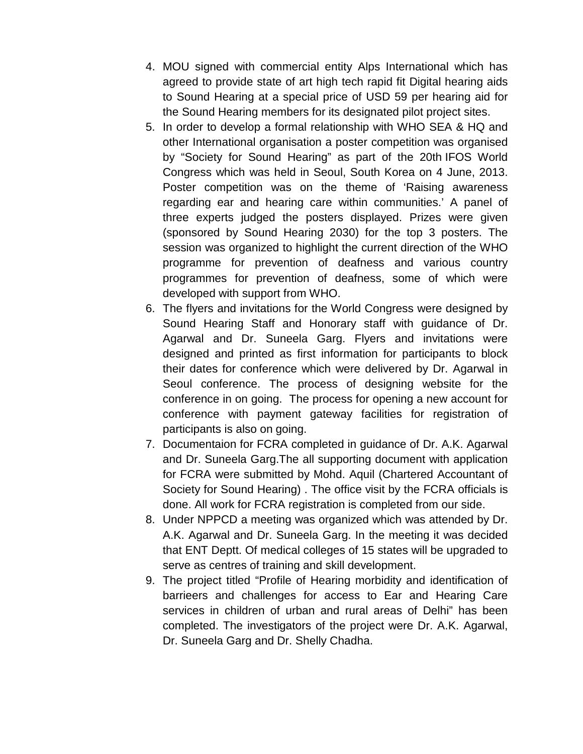4. MOU signed with commercial entity Alps International which has agreed to provide state of art high tech rapid fit Digital hearing aids to Sound Hearing at a special price of USD 59 per hearing aid for the Sound Hearing members for its designated pilot project sites.
5. In order to develop a formal relationship with WHO SEA & HQ and other International organisation a poster competition was organised by "Society for Sound Hearing" as part of the 20th IFOS World Congress which was held in Seoul, South Korea on 4 June, 2013. Poster competition was on the theme of 'Raising awareness regarding ear and hearing care within communities.' A panel of three experts judged the posters displayed. Prizes were given (sponsored by Sound Hearing 2030) for the top 3 posters. The session was organized to highlight the current direction of the WHO programme for prevention of deafness and various country programmes for prevention of deafness, some of which were developed with support from WHO.
6. The flyers and invitations for the World Congress were designed by Sound Hearing Staff and Honorary staff with guidance of Dr. Agarwal and Dr. Suneela Garg. Flyers and invitations were designed and printed as first information for participants to block their dates for conference which were delivered by Dr. Agarwal in Seoul conference. The process of designing website for the conference in on going. The process for opening a new account for conference with payment gateway facilities for registration of participants is also on going.
7. Documentaion for FCRA completed in guidance of Dr. A.K. Agarwal and Dr. Suneela Garg.The all supporting document with application for FCRA were submitted by Mohd. Aquil (Chartered Accountant of Society for Sound Hearing) . The office visit by the FCRA officials is done. All work for FCRA registration is completed from our side.
8. Under NPPCD a meeting was organized which was attended by Dr. A.K. Agarwal and Dr. Suneela Garg. In the meeting it was decided that ENT Deptt. Of medical colleges of 15 states will be upgraded to serve as centres of training and skill development.
9. The project titled "Profile of Hearing morbidity and identification of barrieers and challenges for access to Ear and Hearing Care services in children of urban and rural areas of Delhi" has been completed. The investigators of the project were Dr. A.K. Agarwal, Dr. Suneela Garg and Dr. Shelly Chadha.